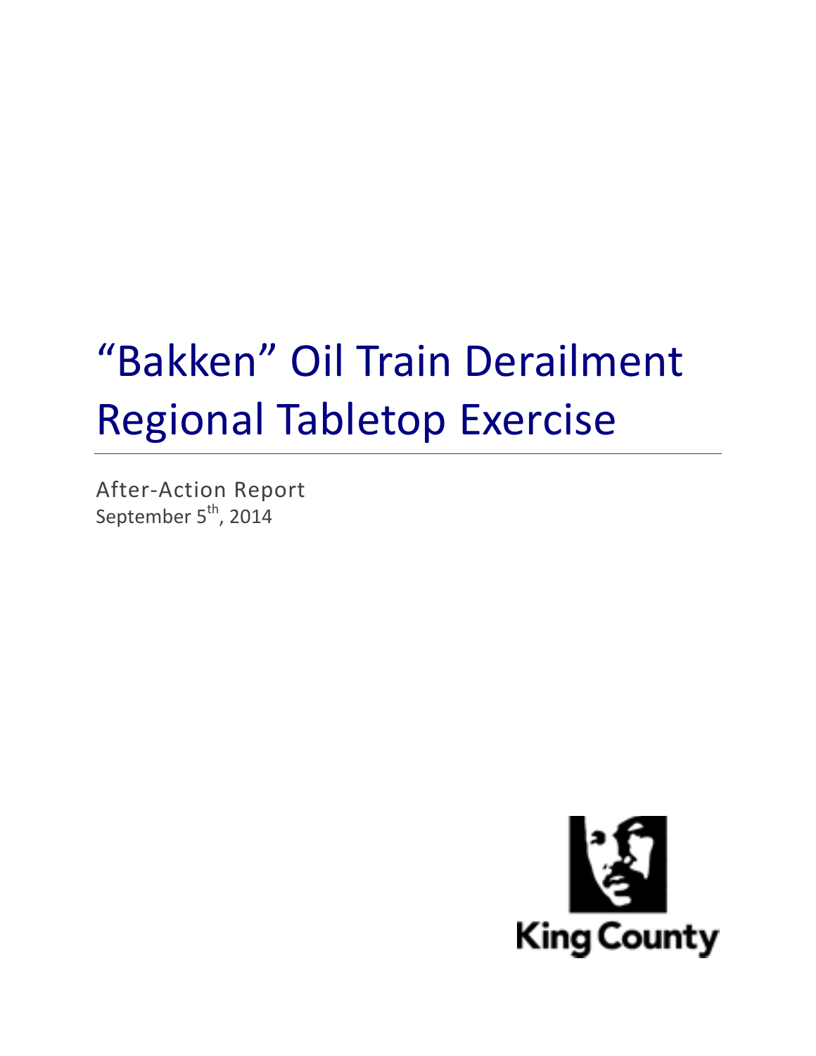# “Bakken” Oil Train Derailment Regional Tabletop Exercise

After-Action Report
September 5th, 2014

King County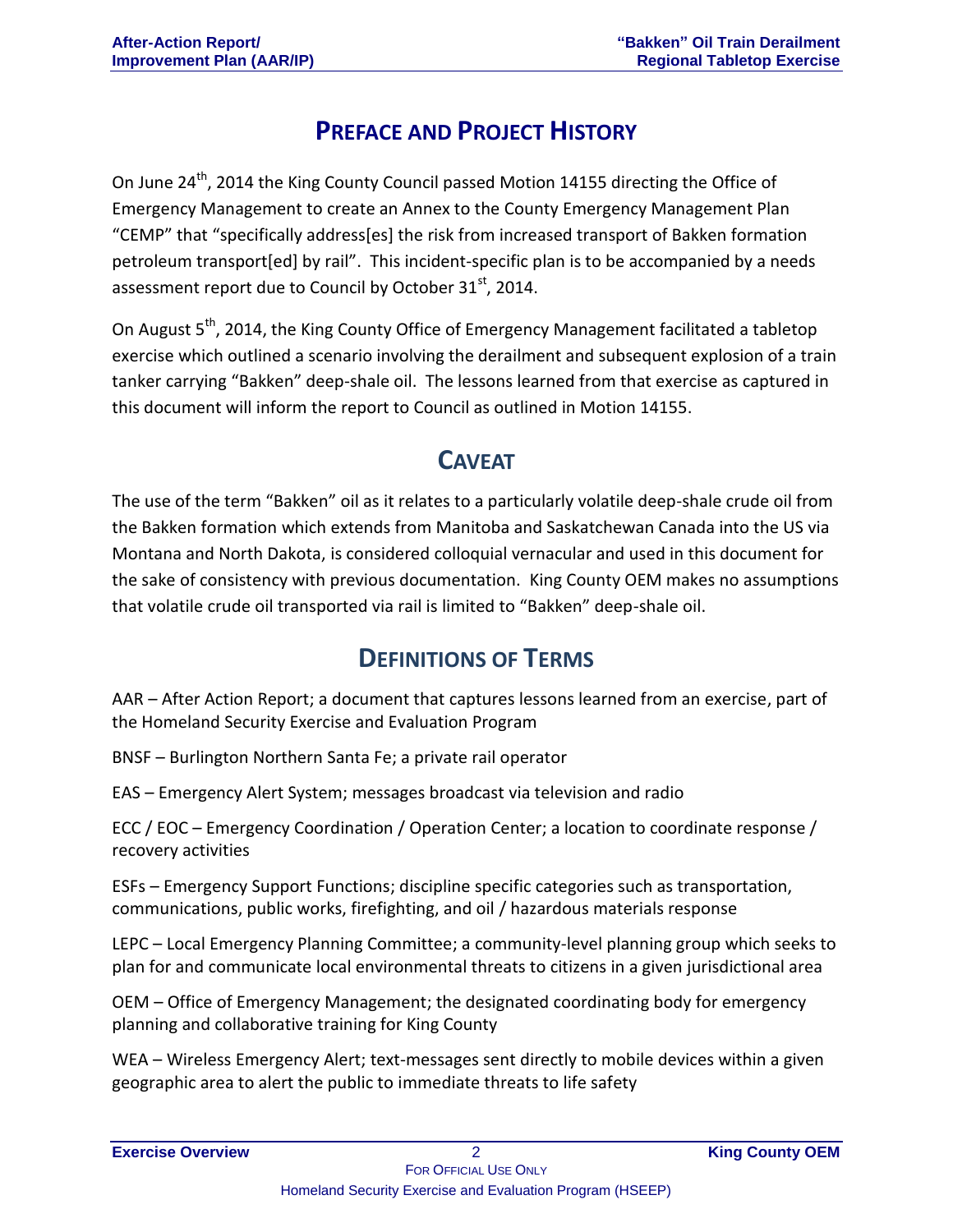# Preface and Project History

On June 24th, 2014 the King County Council passed Motion 14155 directing the Office of Emergency Management to create an Annex to the County Emergency Management Plan "CEMP" that "specifically address[es] the risk from increased transport of Bakken formation petroleum transport[ed] by rail". This incident-specific plan is to be accompanied by a needs assessment report due to Council by October 31st, 2014.

On August 5th, 2014, the King County Office of Emergency Management facilitated a tabletop exercise which outlined a scenario involving the derailment and subsequent explosion of a train tanker carrying "Bakken" deep-shale oil. The lessons learned from that exercise as captured in this document will inform the report to Council as outlined in Motion 14155.

# Caveat

The use of the term "Bakken" oil as it relates to a particularly volatile deep-shale crude oil from the Bakken formation which extends from Manitoba and Saskatchewan Canada into the US via Montana and North Dakota, is considered colloquial vernacular and used in this document for the sake of consistency with previous documentation. King County OEM makes no assumptions that volatile crude oil transported via rail is limited to "Bakken" deep-shale oil.

# Definitions of Terms

AAR – After Action Report; a document that captures lessons learned from an exercise, part of the Homeland Security Exercise and Evaluation Program

BNSF – Burlington Northern Santa Fe; a private rail operator

EAS – Emergency Alert System; messages broadcast via television and radio

ECC / EOC – Emergency Coordination / Operation Center; a location to coordinate response / recovery activities

ESFs – Emergency Support Functions; discipline specific categories such as transportation, communications, public works, firefighting, and oil / hazardous materials response

LEPC – Local Emergency Planning Committee; a community-level planning group which seeks to plan for and communicate local environmental threats to citizens in a given jurisdictional area

OEM – Office of Emergency Management; the designated coordinating body for emergency planning and collaborative training for King County

WEA – Wireless Emergency Alert; text-messages sent directly to mobile devices within a given geographic area to alert the public to immediate threats to life safety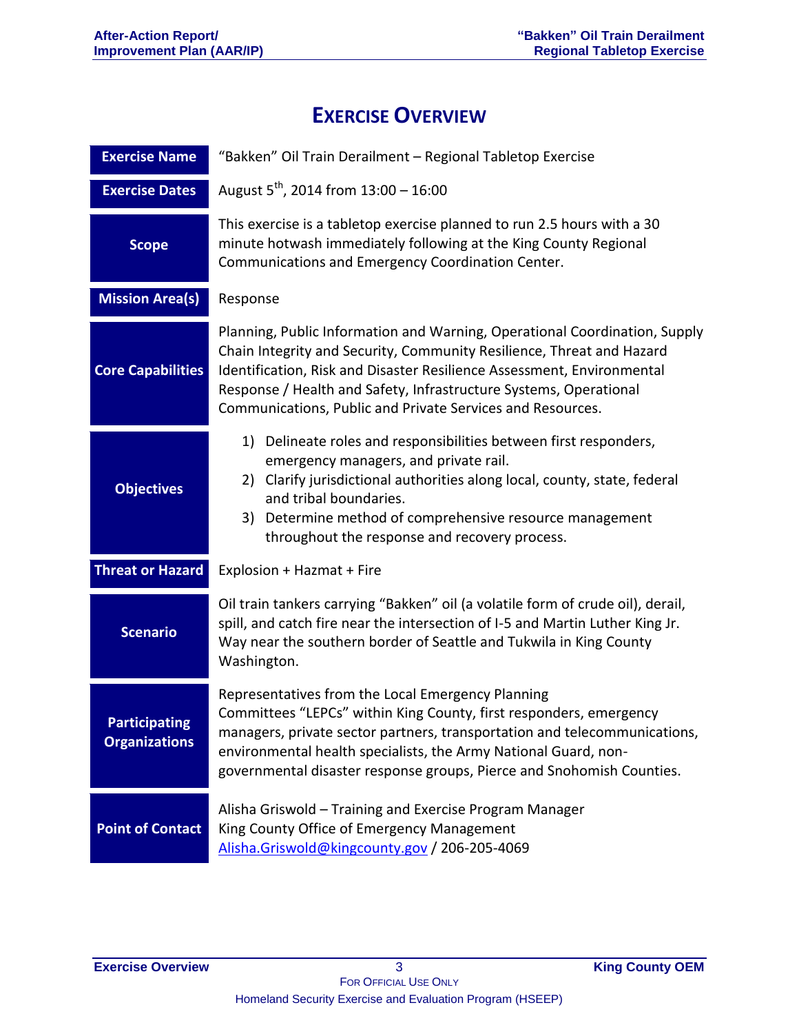# EXERCISE OVERVIEW

| | |
|---|---|
| **Exercise Name** | "Bakken" Oil Train Derailment – Regional Tabletop Exercise |
| **Exercise Dates** | August 5th, 2014 from 13:00 – 16:00 |
| **Scope** | This exercise is a tabletop exercise planned to run 2.5 hours with a 30 minute hotwash immediately following at the King County Regional Communications and Emergency Coordination Center. |
| **Mission Area(s)** | Response |
| **Core Capabilities** | Planning, Public Information and Warning, Operational Coordination, Supply Chain Integrity and Security, Community Resilience, Threat and Hazard Identification, Risk and Disaster Resilience Assessment, Environmental Response / Health and Safety, Infrastructure Systems, Operational Communications, Public and Private Services and Resources. |
| **Objectives** | 1) Delineate roles and responsibilities between first responders, emergency managers, and private rail.<br>2) Clarify jurisdictional authorities along local, county, state, federal and tribal boundaries.<br>3) Determine method of comprehensive resource management throughout the response and recovery process. |
| **Threat or Hazard** | Explosion + Hazmat + Fire |
| **Scenario** | Oil train tankers carrying "Bakken" oil (a volatile form of crude oil), derail, spill, and catch fire near the intersection of I-5 and Martin Luther King Jr. Way near the southern border of Seattle and Tukwila in King County Washington. |
| **Participating Organizations** | Representatives from the Local Emergency Planning Committees "LEPCs" within King County, first responders, emergency managers, private sector partners, transportation and telecommunications, environmental health specialists, the Army National Guard, non-governmental disaster response groups, Pierce and Snohomish Counties. |
| **Point of Contact** | Alisha Griswold – Training and Exercise Program Manager<br>King County Office of Emergency Management<br>Alisha.Griswold@kingcounty.gov / 206-205-4069 |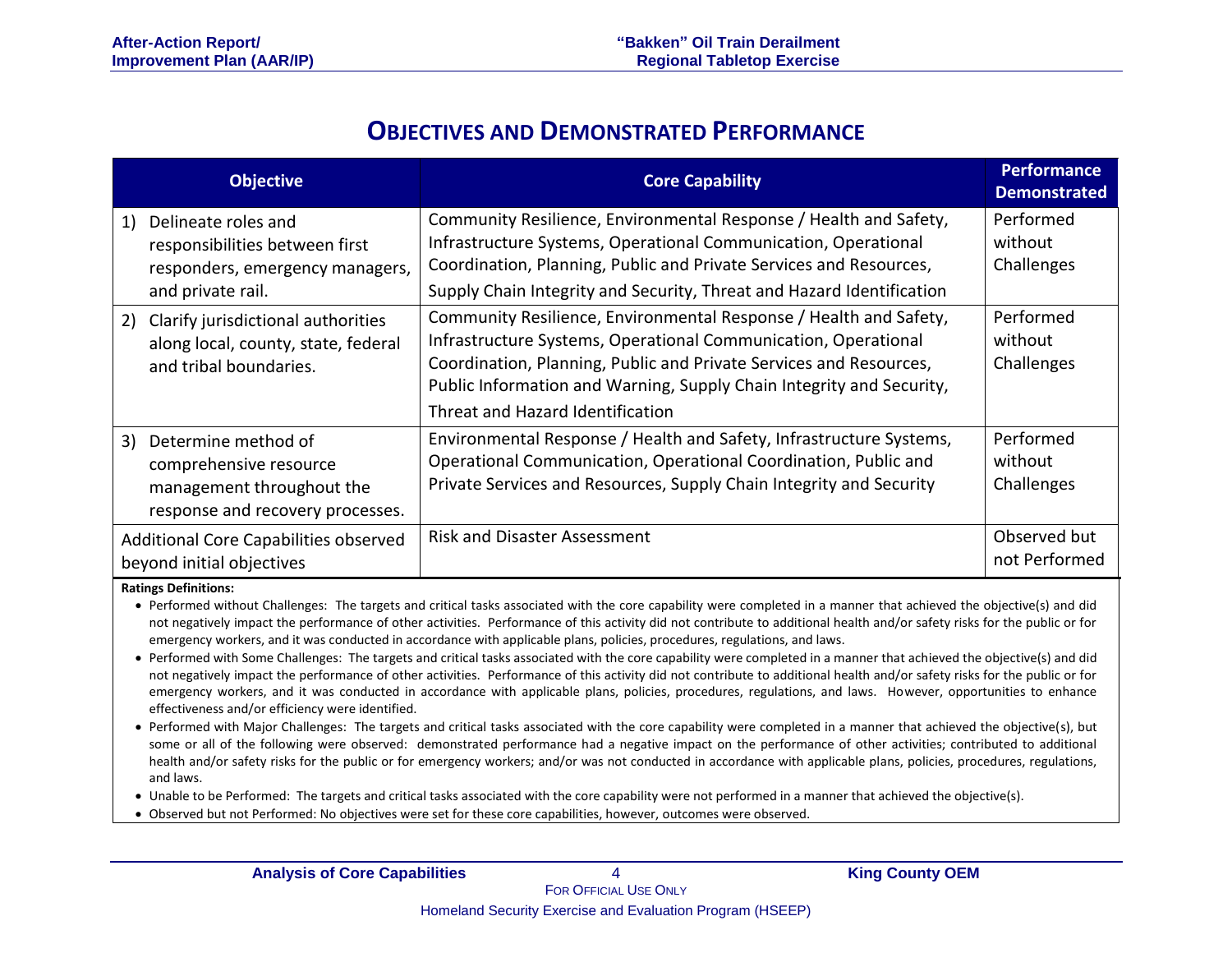# Objectives and Demonstrated Performance

| Objective | Core Capability | Performance Demonstrated |
|---|---|---|
| 1) Delineate roles and responsibilities between first responders, emergency managers, and private rail. | Community Resilience, Environmental Response / Health and Safety, Infrastructure Systems, Operational Communication, Operational Coordination, Planning, Public and Private Services and Resources, Supply Chain Integrity and Security, Threat and Hazard Identification | Performed without Challenges |
| 2) Clarify jurisdictional authorities along local, county, state, federal and tribal boundaries. | Community Resilience, Environmental Response / Health and Safety, Infrastructure Systems, Operational Communication, Operational Coordination, Planning, Public and Private Services and Resources, Public Information and Warning, Supply Chain Integrity and Security, Threat and Hazard Identification | Performed without Challenges |
| 3) Determine method of comprehensive resource management throughout the response and recovery processes. | Environmental Response / Health and Safety, Infrastructure Systems, Operational Communication, Operational Coordination, Public and Private Services and Resources, Supply Chain Integrity and Security | Performed without Challenges |
| Additional Core Capabilities observed beyond initial objectives | Risk and Disaster Assessment | Observed but not Performed |

**Ratings Definitions:**

- Performed without Challenges: The targets and critical tasks associated with the core capability were completed in a manner that achieved the objective(s) and did not negatively impact the performance of other activities. Performance of this activity did not contribute to additional health and/or safety risks for the public or for emergency workers, and it was conducted in accordance with applicable plans, policies, procedures, regulations, and laws.
- Performed with Some Challenges: The targets and critical tasks associated with the core capability were completed in a manner that achieved the objective(s) and did not negatively impact the performance of other activities. Performance of this activity did not contribute to additional health and/or safety risks for the public or for emergency workers, and it was conducted in accordance with applicable plans, policies, procedures, regulations, and laws. However, opportunities to enhance effectiveness and/or efficiency were identified.
- Performed with Major Challenges: The targets and critical tasks associated with the core capability were completed in a manner that achieved the objective(s), but some or all of the following were observed: demonstrated performance had a negative impact on the performance of other activities; contributed to additional health and/or safety risks for the public or for emergency workers; and/or was not conducted in accordance with applicable plans, policies, procedures, regulations, and laws.
- Unable to be Performed: The targets and critical tasks associated with the core capability were not performed in a manner that achieved the objective(s).
- Observed but not Performed: No objectives were set for these core capabilities, however, outcomes were observed.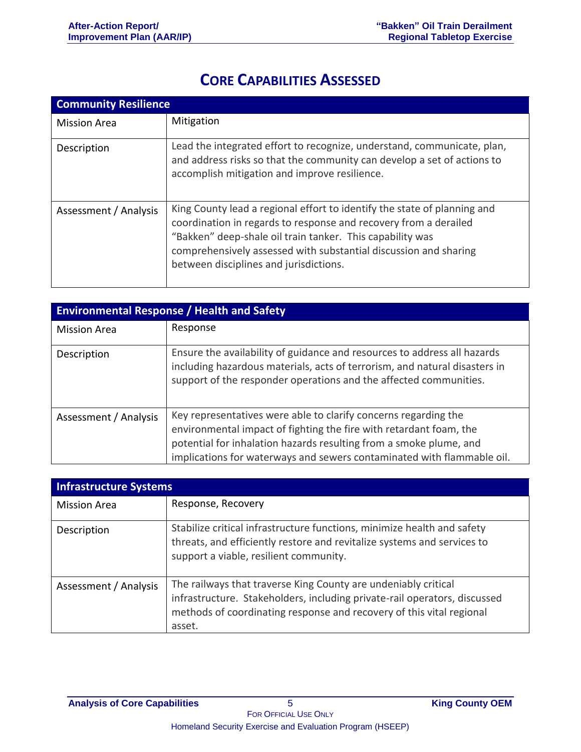# Core Capabilities Assessed

| Community Resilience | |
|---|---|
| Mission Area | Mitigation |
| Description | Lead the integrated effort to recognize, understand, communicate, plan, and address risks so that the community can develop a set of actions to accomplish mitigation and improve resilience. |
| Assessment / Analysis | King County lead a regional effort to identify the state of planning and coordination in regards to response and recovery from a derailed "Bakken" deep-shale oil train tanker. This capability was comprehensively assessed with substantial discussion and sharing between disciplines and jurisdictions. |

| Environmental Response / Health and Safety | |
|---|---|
| Mission Area | Response |
| Description | Ensure the availability of guidance and resources to address all hazards including hazardous materials, acts of terrorism, and natural disasters in support of the responder operations and the affected communities. |
| Assessment / Analysis | Key representatives were able to clarify concerns regarding the environmental impact of fighting the fire with retardant foam, the potential for inhalation hazards resulting from a smoke plume, and implications for waterways and sewers contaminated with flammable oil. |

| Infrastructure Systems | |
|---|---|
| Mission Area | Response, Recovery |
| Description | Stabilize critical infrastructure functions, minimize health and safety threats, and efficiently restore and revitalize systems and services to support a viable, resilient community. |
| Assessment / Analysis | The railways that traverse King County are undeniably critical infrastructure. Stakeholders, including private-rail operators, discussed methods of coordinating response and recovery of this vital regional asset. |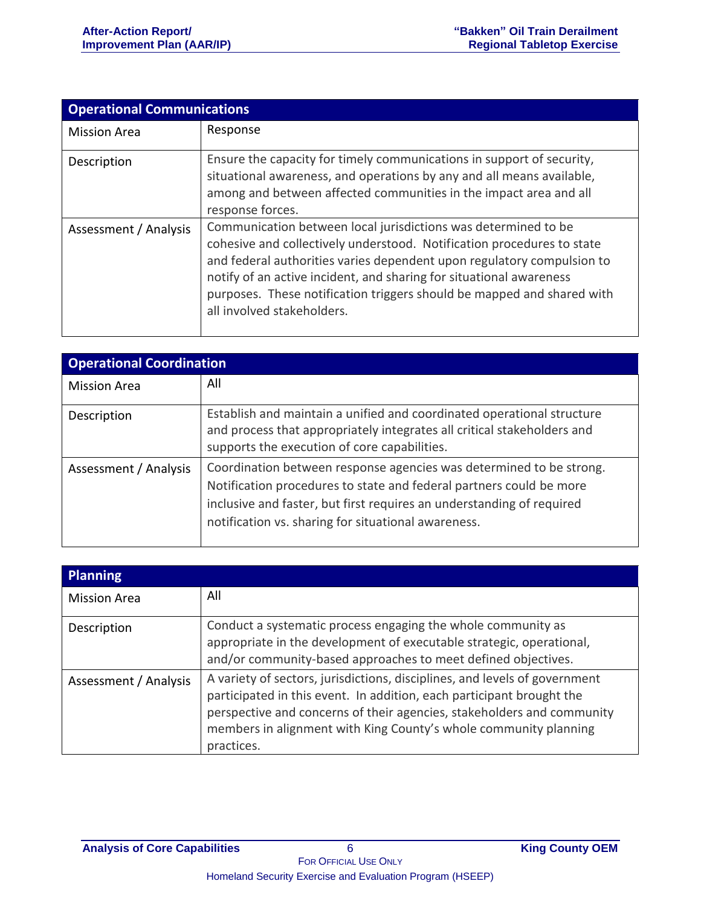| Operational Communications | |
|---|---|
| Mission Area | Response |
| Description | Ensure the capacity for timely communications in support of security, situational awareness, and operations by any and all means available, among and between affected communities in the impact area and all response forces. |
| Assessment / Analysis | Communication between local jurisdictions was determined to be cohesive and collectively understood. Notification procedures to state and federal authorities varies dependent upon regulatory compulsion to notify of an active incident, and sharing for situational awareness purposes. These notification triggers should be mapped and shared with all involved stakeholders. |

| Operational Coordination | |
|---|---|
| Mission Area | All |
| Description | Establish and maintain a unified and coordinated operational structure and process that appropriately integrates all critical stakeholders and supports the execution of core capabilities. |
| Assessment / Analysis | Coordination between response agencies was determined to be strong. Notification procedures to state and federal partners could be more inclusive and faster, but first requires an understanding of required notification vs. sharing for situational awareness. |

| Planning | |
|---|---|
| Mission Area | All |
| Description | Conduct a systematic process engaging the whole community as appropriate in the development of executable strategic, operational, and/or community-based approaches to meet defined objectives. |
| Assessment / Analysis | A variety of sectors, jurisdictions, disciplines, and levels of government participated in this event. In addition, each participant brought the perspective and concerns of their agencies, stakeholders and community members in alignment with King County's whole community planning practices. |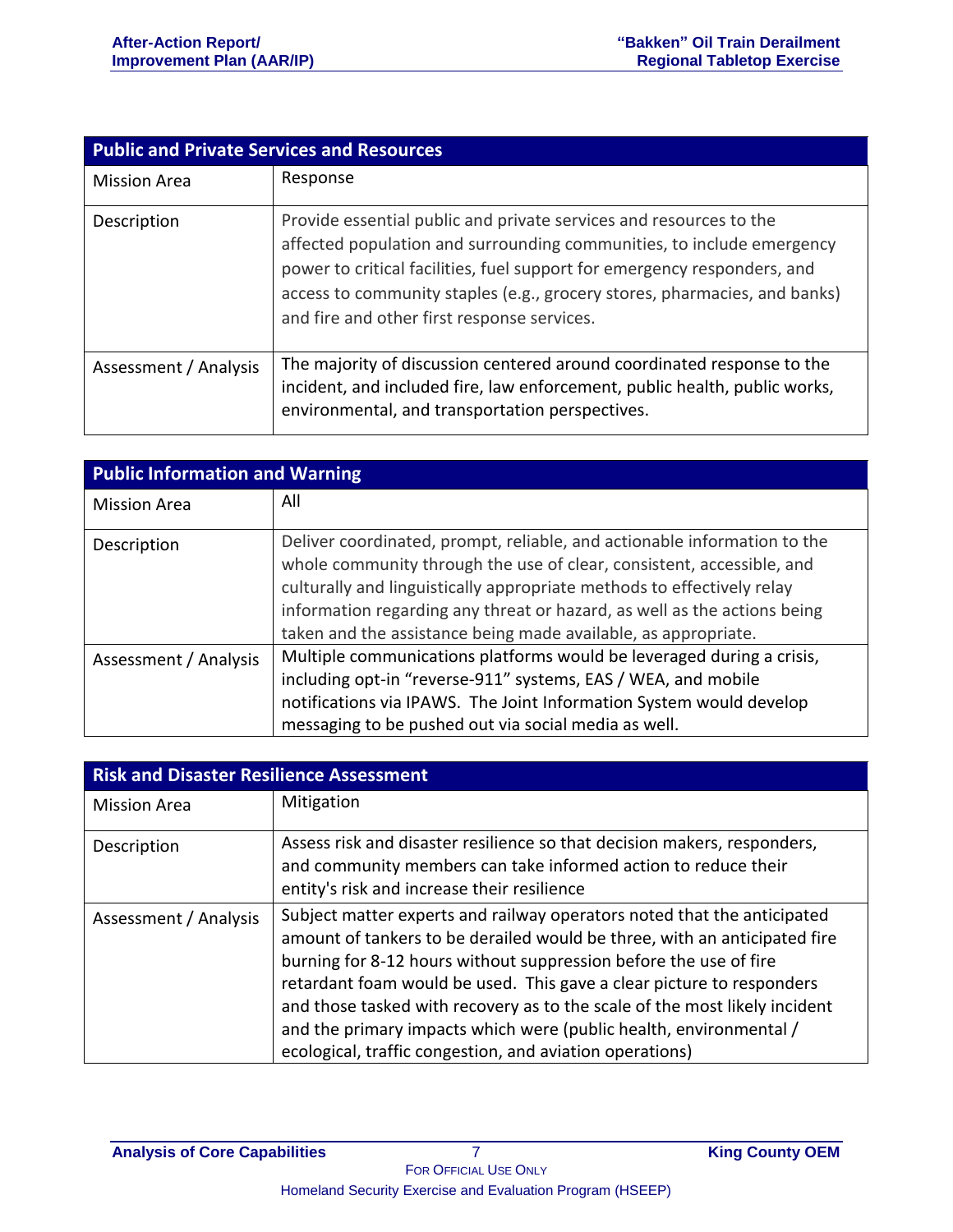| Public and Private Services and Resources | |
|---|---|
| Mission Area | Response |
| Description | Provide essential public and private services and resources to the affected population and surrounding communities, to include emergency power to critical facilities, fuel support for emergency responders, and access to community staples (e.g., grocery stores, pharmacies, and banks) and fire and other first response services. |
| Assessment / Analysis | The majority of discussion centered around coordinated response to the incident, and included fire, law enforcement, public health, public works, environmental, and transportation perspectives. |

| Public Information and Warning | |
|---|---|
| Mission Area | All |
| Description | Deliver coordinated, prompt, reliable, and actionable information to the whole community through the use of clear, consistent, accessible, and culturally and linguistically appropriate methods to effectively relay information regarding any threat or hazard, as well as the actions being taken and the assistance being made available, as appropriate. |
| Assessment / Analysis | Multiple communications platforms would be leveraged during a crisis, including opt-in "reverse-911" systems, EAS / WEA, and mobile notifications via IPAWS. The Joint Information System would develop messaging to be pushed out via social media as well. |

| Risk and Disaster Resilience Assessment | |
|---|---|
| Mission Area | Mitigation |
| Description | Assess risk and disaster resilience so that decision makers, responders, and community members can take informed action to reduce their entity's risk and increase their resilience |
| Assessment / Analysis | Subject matter experts and railway operators noted that the anticipated amount of tankers to be derailed would be three, with an anticipated fire burning for 8-12 hours without suppression before the use of fire retardant foam would be used. This gave a clear picture to responders and those tasked with recovery as to the scale of the most likely incident and the primary impacts which were (public health, environmental / ecological, traffic congestion, and aviation operations) |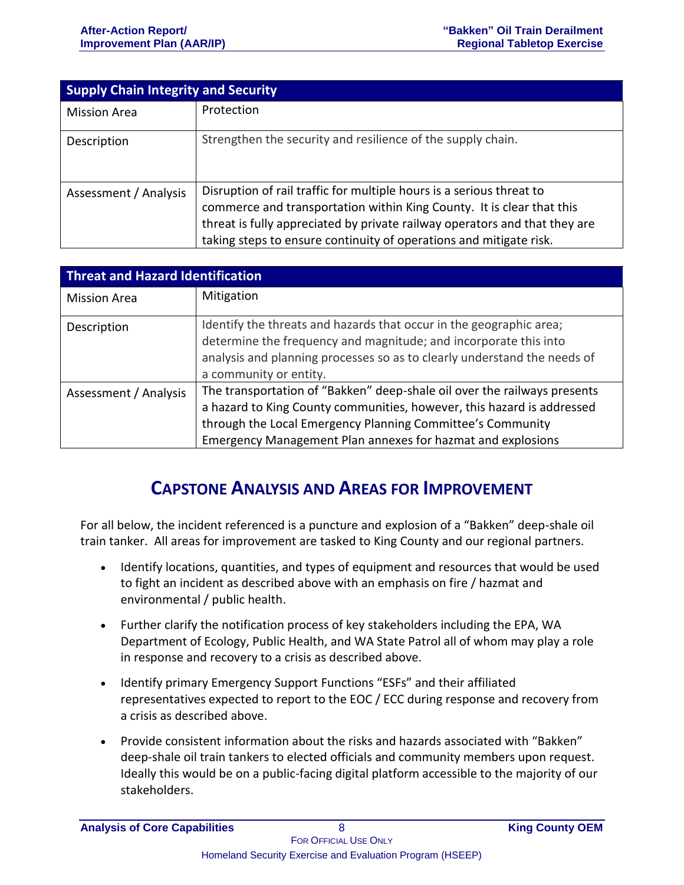| Supply Chain Integrity and Security | |
|---|---|
| Mission Area | Protection |
| Description | Strengthen the security and resilience of the supply chain. |
| Assessment / Analysis | Disruption of rail traffic for multiple hours is a serious threat to commerce and transportation within King County. It is clear that this threat is fully appreciated by private railway operators and that they are taking steps to ensure continuity of operations and mitigate risk. |

| Threat and Hazard Identification | |
|---|---|
| Mission Area | Mitigation |
| Description | Identify the threats and hazards that occur in the geographic area; determine the frequency and magnitude; and incorporate this into analysis and planning processes so as to clearly understand the needs of a community or entity. |
| Assessment / Analysis | The transportation of "Bakken" deep-shale oil over the railways presents a hazard to King County communities, however, this hazard is addressed through the Local Emergency Planning Committee's Community Emergency Management Plan annexes for hazmat and explosions |

# Capstone Analysis and Areas for Improvement

For all below, the incident referenced is a puncture and explosion of a "Bakken" deep-shale oil train tanker. All areas for improvement are tasked to King County and our regional partners.

- Identify locations, quantities, and types of equipment and resources that would be used to fight an incident as described above with an emphasis on fire / hazmat and environmental / public health.
- Further clarify the notification process of key stakeholders including the EPA, WA Department of Ecology, Public Health, and WA State Patrol all of whom may play a role in response and recovery to a crisis as described above.
- Identify primary Emergency Support Functions "ESFs" and their affiliated representatives expected to report to the EOC / ECC during response and recovery from a crisis as described above.
- Provide consistent information about the risks and hazards associated with "Bakken" deep-shale oil train tankers to elected officials and community members upon request. Ideally this would be on a public-facing digital platform accessible to the majority of our stakeholders.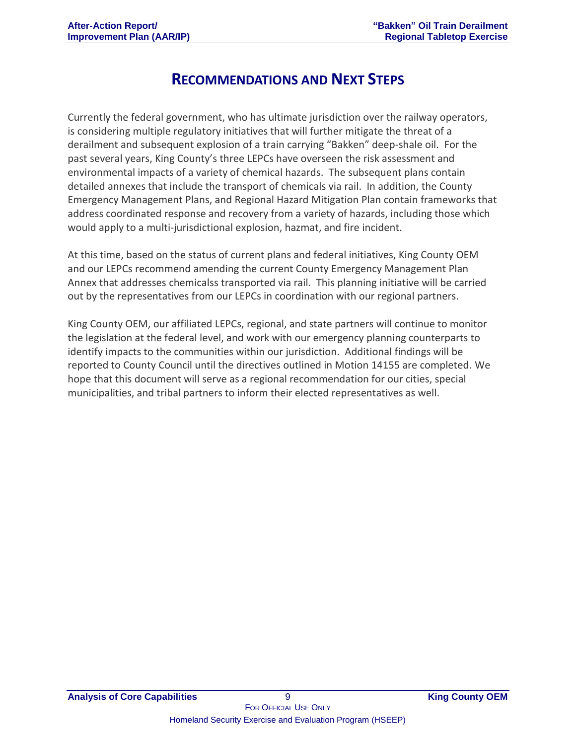# Recommendations and Next Steps

Currently the federal government, who has ultimate jurisdiction over the railway operators, is considering multiple regulatory initiatives that will further mitigate the threat of a derailment and subsequent explosion of a train carrying "Bakken" deep-shale oil. For the past several years, King County's three LEPCs have overseen the risk assessment and environmental impacts of a variety of chemical hazards. The subsequent plans contain detailed annexes that include the transport of chemicals via rail. In addition, the County Emergency Management Plans, and Regional Hazard Mitigation Plan contain frameworks that address coordinated response and recovery from a variety of hazards, including those which would apply to a multi-jurisdictional explosion, hazmat, and fire incident.

At this time, based on the status of current plans and federal initiatives, King County OEM and our LEPCs recommend amending the current County Emergency Management Plan Annex that addresses chemicalss transported via rail. This planning initiative will be carried out by the representatives from our LEPCs in coordination with our regional partners.

King County OEM, our affiliated LEPCs, regional, and state partners will continue to monitor the legislation at the federal level, and work with our emergency planning counterparts to identify impacts to the communities within our jurisdiction. Additional findings will be reported to County Council until the directives outlined in Motion 14155 are completed. We hope that this document will serve as a regional recommendation for our cities, special municipalities, and tribal partners to inform their elected representatives as well.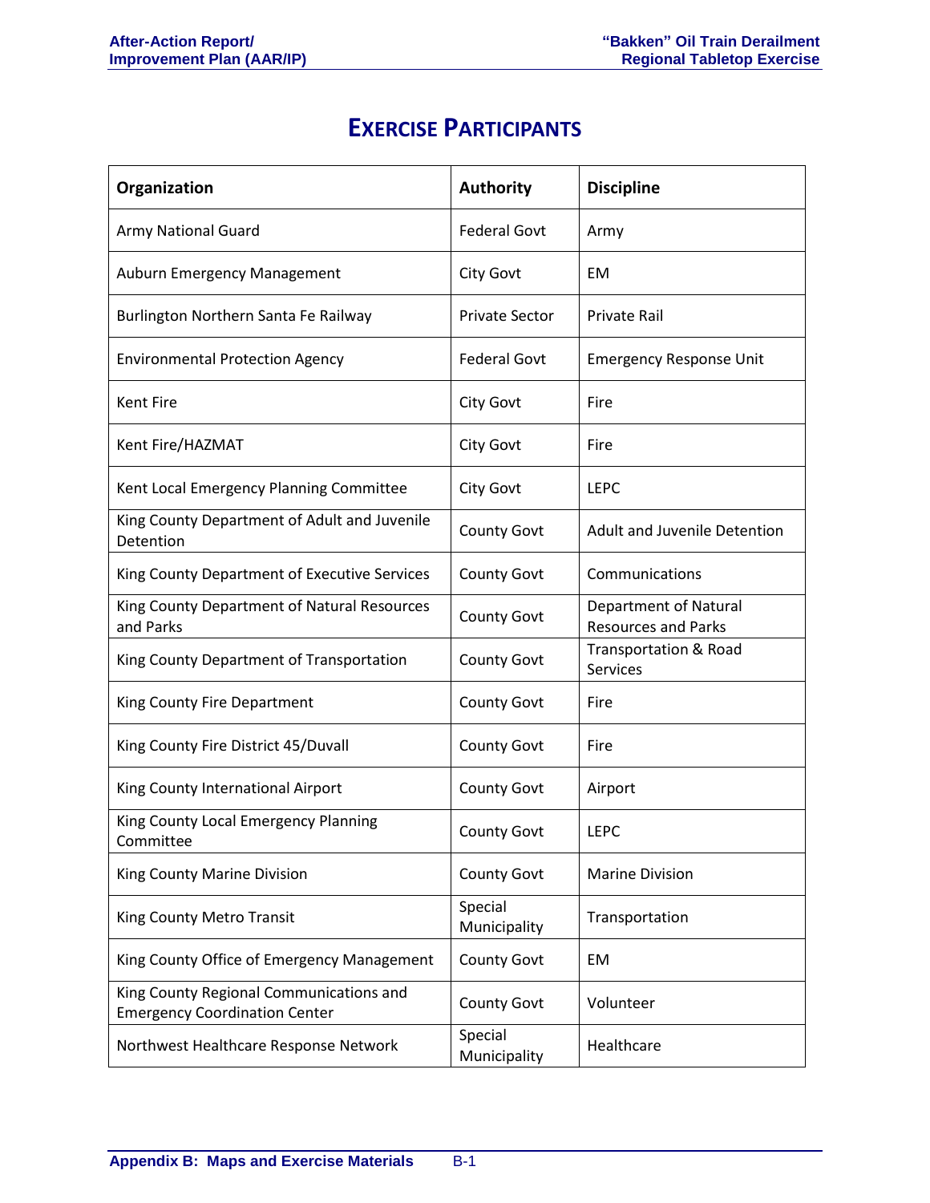# Exercise Participants

| Organization | Authority | Discipline |
|---|---|---|
| Army National Guard | Federal Govt | Army |
| Auburn Emergency Management | City Govt | EM |
| Burlington Northern Santa Fe Railway | Private Sector | Private Rail |
| Environmental Protection Agency | Federal Govt | Emergency Response Unit |
| Kent Fire | City Govt | Fire |
| Kent Fire/HAZMAT | City Govt | Fire |
| Kent Local Emergency Planning Committee | City Govt | LEPC |
| King County Department of Adult and Juvenile Detention | County Govt | Adult and Juvenile Detention |
| King County Department of Executive Services | County Govt | Communications |
| King County Department of Natural Resources and Parks | County Govt | Department of Natural Resources and Parks |
| King County Department of Transportation | County Govt | Transportation & Road Services |
| King County Fire Department | County Govt | Fire |
| King County Fire District 45/Duvall | County Govt | Fire |
| King County International Airport | County Govt | Airport |
| King County Local Emergency Planning Committee | County Govt | LEPC |
| King County Marine Division | County Govt | Marine Division |
| King County Metro Transit | Special Municipality | Transportation |
| King County Office of Emergency Management | County Govt | EM |
| King County Regional Communications and Emergency Coordination Center | County Govt | Volunteer |
| Northwest Healthcare Response Network | Special Municipality | Healthcare |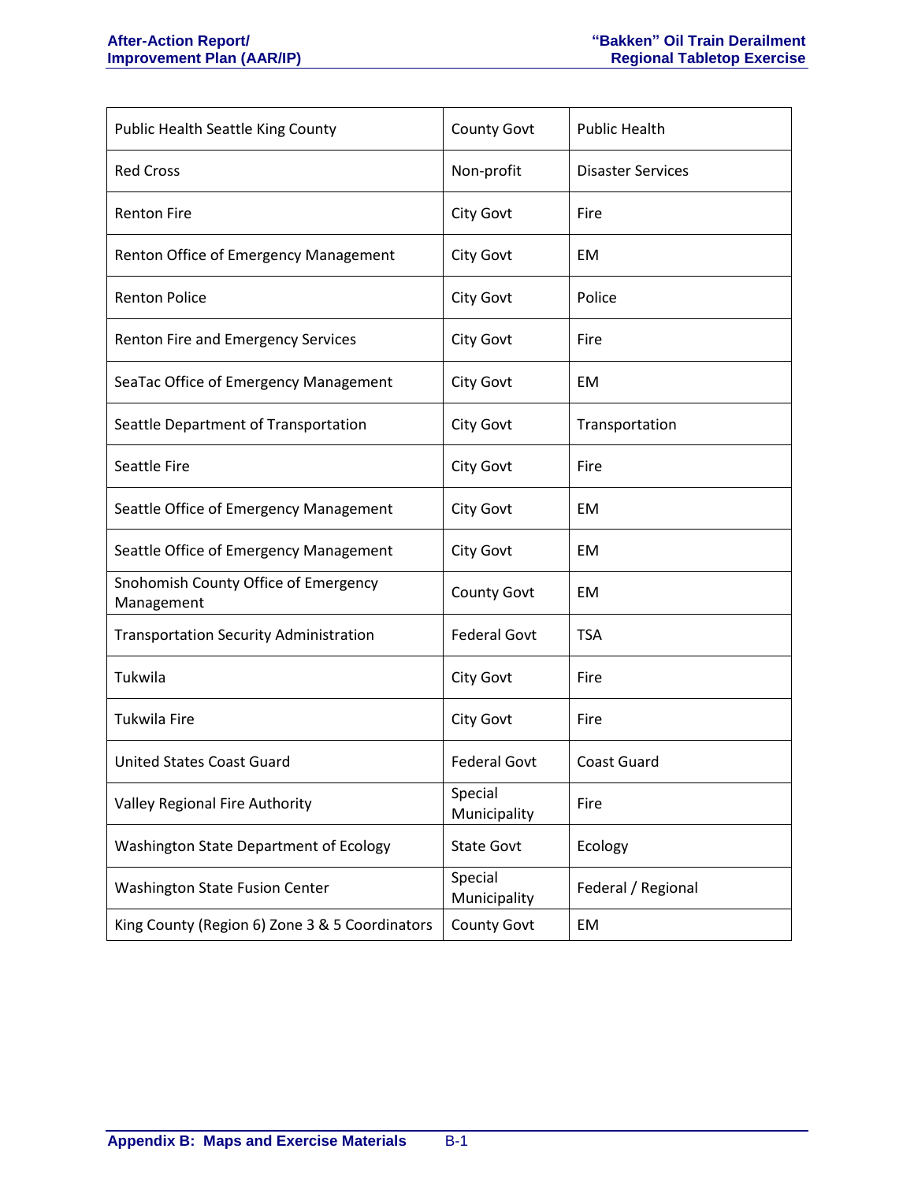| Public Health Seattle King County | County Govt | Public Health |
|---|---|---|
| Red Cross | Non-profit | Disaster Services |
| Renton Fire | City Govt | Fire |
| Renton Office of Emergency Management | City Govt | EM |
| Renton Police | City Govt | Police |
| Renton Fire and Emergency Services | City Govt | Fire |
| SeaTac Office of Emergency Management | City Govt | EM |
| Seattle Department of Transportation | City Govt | Transportation |
| Seattle Fire | City Govt | Fire |
| Seattle Office of Emergency Management | City Govt | EM |
| Seattle Office of Emergency Management | City Govt | EM |
| Snohomish County Office of Emergency Management | County Govt | EM |
| Transportation Security Administration | Federal Govt | TSA |
| Tukwila | City Govt | Fire |
| Tukwila Fire | City Govt | Fire |
| United States Coast Guard | Federal Govt | Coast Guard |
| Valley Regional Fire Authority | Special Municipality | Fire |
| Washington State Department of Ecology | State Govt | Ecology |
| Washington State Fusion Center | Special Municipality | Federal / Regional |
| King County (Region 6) Zone 3 & 5 Coordinators | County Govt | EM |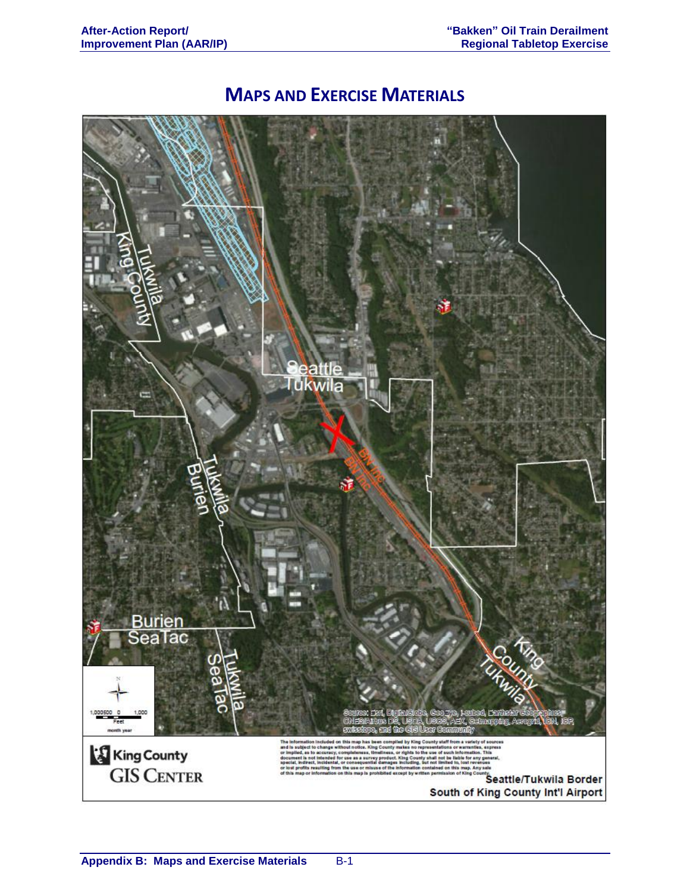# Maps and Exercise Materials

Seattle
Tukwila

Tukwila
King County

Tukwila
Burien

BN Inc
BN Inc

Burien
SeaTac

Tukwila
SeaTac

King County
Tukwila

1,000500 0 1,000
Feet
month year

Source: Esri, DigitalGlobe, GeoEye, i-cubed, Earthstar Geographics, CNES/Airbus DS, USDA, USGS, AEX, Getmapping, Aerogrid, IGN, IGP, swisstopo, and the GIS User Community

King County
GIS Center

The information included on this map has been compiled by King County staff from a variety of sources and is subject to change without notice. King County makes no representations or warranties, express or implied, as to accuracy, completeness, timeliness, or rights to the use of such information. This document is not intended for use as a survey product. King County shall not be liable for any general, special, indirect, incidental, or consequential damages including, but not limited to, lost revenues or lost profits resulting from the use or misuse of the information contained on this map. Any sale of this map or information on this map is prohibited except by written permission of King County.

Seattle/Tukwila Border
South of King County Int'l Airport